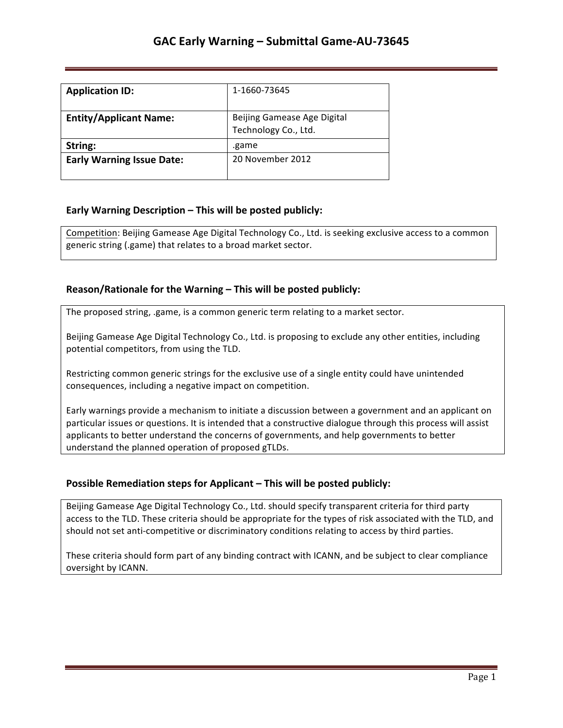# GAC Early Warning – Submittal Game-AU-73645

| **Application ID:** | 1-1660-73645 |
|---|---|
| **Entity/Applicant Name:** | Beijing Gamease Age Digital Technology Co., Ltd. |
| **String:** | .game |
| **Early Warning Issue Date:** | 20 November 2012 |

## Early Warning Description – This will be posted publicly:

Competition: Beijing Gamease Age Digital Technology Co., Ltd. is seeking exclusive access to a common generic string (.game) that relates to a broad market sector.

## Reason/Rationale for the Warning – This will be posted publicly:

The proposed string, .game, is a common generic term relating to a market sector.

Beijing Gamease Age Digital Technology Co., Ltd. is proposing to exclude any other entities, including potential competitors, from using the TLD.

Restricting common generic strings for the exclusive use of a single entity could have unintended consequences, including a negative impact on competition.

Early warnings provide a mechanism to initiate a discussion between a government and an applicant on particular issues or questions. It is intended that a constructive dialogue through this process will assist applicants to better understand the concerns of governments, and help governments to better understand the planned operation of proposed gTLDs.

## Possible Remediation steps for Applicant – This will be posted publicly:

Beijing Gamease Age Digital Technology Co., Ltd. should specify transparent criteria for third party access to the TLD. These criteria should be appropriate for the types of risk associated with the TLD, and should not set anti-competitive or discriminatory conditions relating to access by third parties.

These criteria should form part of any binding contract with ICANN, and be subject to clear compliance oversight by ICANN.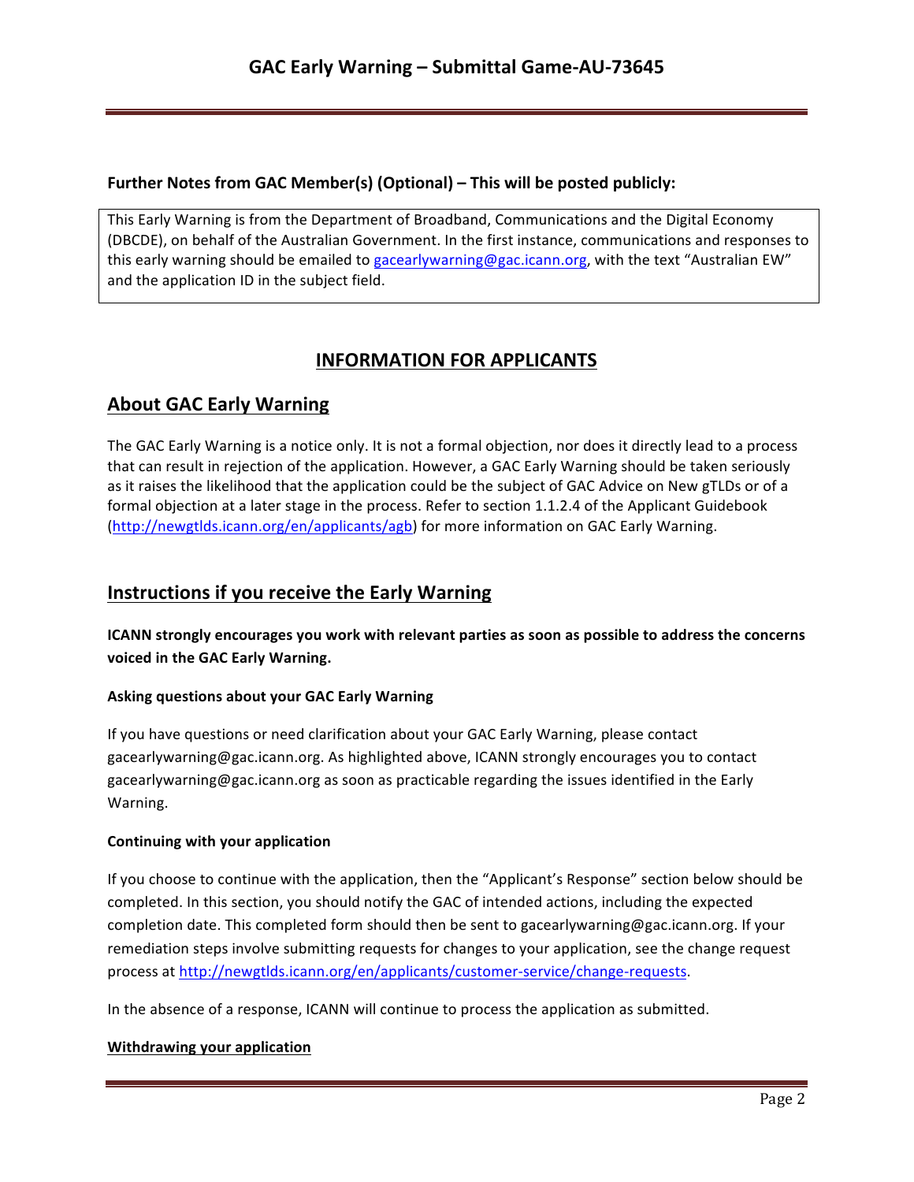**Further Notes from GAC Member(s) (Optional) – This will be posted publicly:**

This Early Warning is from the Department of Broadband, Communications and the Digital Economy (DBCDE), on behalf of the Australian Government. In the first instance, communications and responses to this early warning should be emailed to gacearlywarning@gac.icann.org, with the text "Australian EW" and the application ID in the subject field.

# INFORMATION FOR APPLICANTS

## About GAC Early Warning

The GAC Early Warning is a notice only. It is not a formal objection, nor does it directly lead to a process that can result in rejection of the application. However, a GAC Early Warning should be taken seriously as it raises the likelihood that the application could be the subject of GAC Advice on New gTLDs or of a formal objection at a later stage in the process. Refer to section 1.1.2.4 of the Applicant Guidebook (http://newgtlds.icann.org/en/applicants/agb) for more information on GAC Early Warning.

## Instructions if you receive the Early Warning

**ICANN strongly encourages you work with relevant parties as soon as possible to address the concerns voiced in the GAC Early Warning.**

### Asking questions about your GAC Early Warning

If you have questions or need clarification about your GAC Early Warning, please contact gacearlywarning@gac.icann.org. As highlighted above, ICANN strongly encourages you to contact gacearlywarning@gac.icann.org as soon as practicable regarding the issues identified in the Early Warning.

### Continuing with your application

If you choose to continue with the application, then the "Applicant's Response" section below should be completed. In this section, you should notify the GAC of intended actions, including the expected completion date. This completed form should then be sent to gacearlywarning@gac.icann.org. If your remediation steps involve submitting requests for changes to your application, see the change request process at http://newgtlds.icann.org/en/applicants/customer-service/change-requests.

In the absence of a response, ICANN will continue to process the application as submitted.

### Withdrawing your application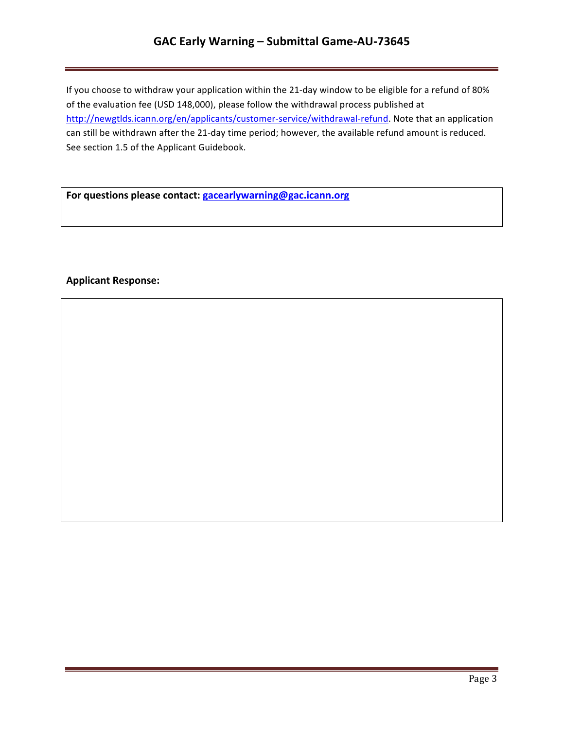If you choose to withdraw your application within the 21-day window to be eligible for a refund of 80% of the evaluation fee (USD 148,000), please follow the withdrawal process published at http://newgtlds.icann.org/en/applicants/customer-service/withdrawal-refund. Note that an application can still be withdrawn after the 21-day time period; however, the available refund amount is reduced. See section 1.5 of the Applicant Guidebook.

**For questions please contact: gacearlywarning@gac.icann.org**

**Applicant Response:**